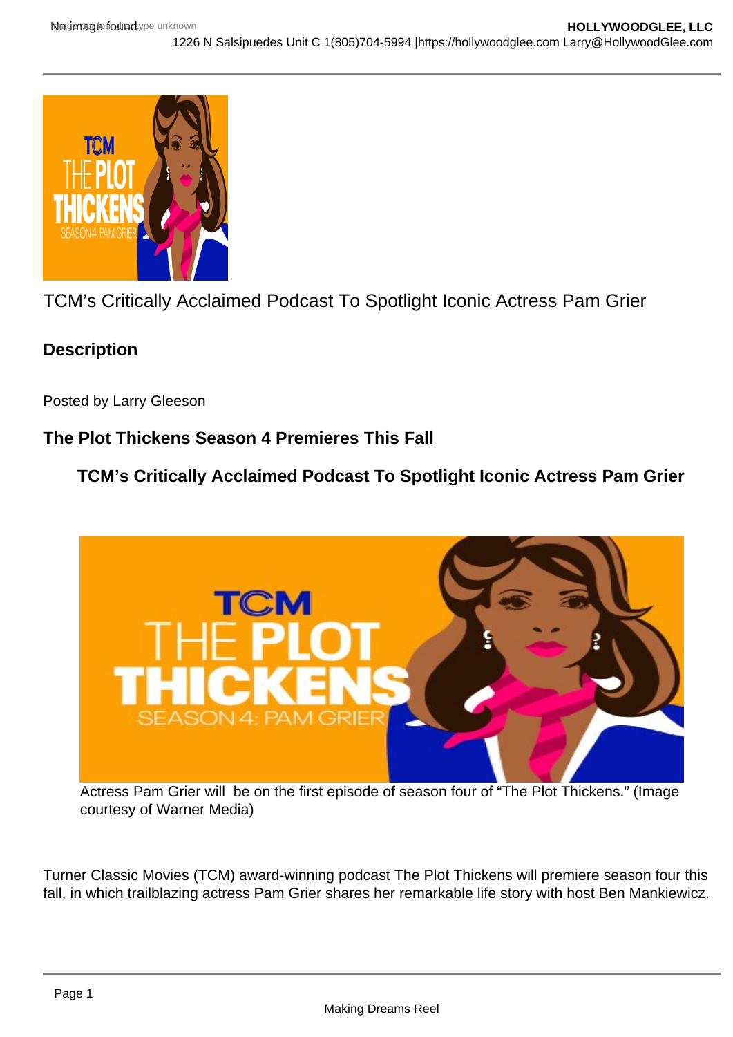TCM's Critically Acclaimed Podcast To Spotlight Iconic Actress Pam Grier

**Description**

Posted by Larry Gleeson

**The Plot Thickens Season 4 Premieres This Fall**

**TCM's Critically Acclaimed Podcast To Spotlight Iconic Actress Pam Grier**

Actress Pam Grier will be on the first episode of season four of "The Plot Thickens." (Image courtesy of Warner Media)

Turner Classic Movies (TCM) award-winning podcast The Plot Thickens will premiere season four this fall, in which trailblazing actress Pam Grier shares her remarkable life story with host Ben Mankiewicz.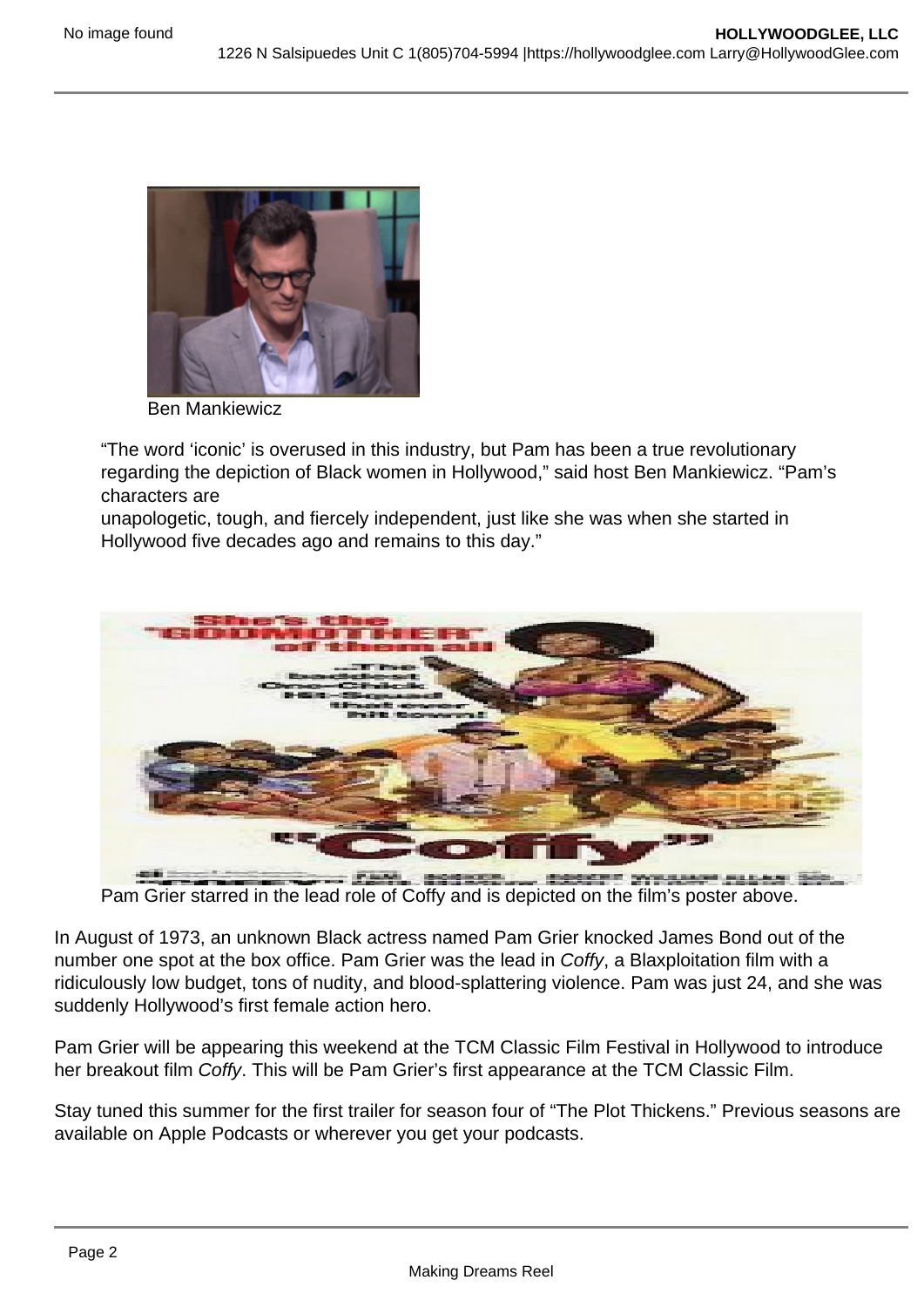Ben Mankiewicz

"The word 'iconic' is overused in this industry, but Pam has been a true revolutionary regarding the depiction of Black women in Hollywood," said host Ben Mankiewicz. "Pam's characters are unapologetic, tough, and fiercely independent, just like she was when she started in Hollywood five decades ago and remains to this day."

Pam Grier starred in the lead role of Coffy and is depicted on the film's poster above.

In August of 1973, an unknown Black actress named Pam Grier knocked James Bond out of the number one spot at the box office. Pam Grier was the lead in *Coffy*, a Blaxploitation film with a ridiculously low budget, tons of nudity, and blood-splattering violence. Pam was just 24, and she was suddenly Hollywood's first female action hero.

Pam Grier will be appearing this weekend at the TCM Classic Film Festival in Hollywood to introduce her breakout film *Coffy*. This will be Pam Grier's first appearance at the TCM Classic Film.

Stay tuned this summer for the first trailer for season four of "The Plot Thickens." Previous seasons are available on Apple Podcasts or wherever you get your podcasts.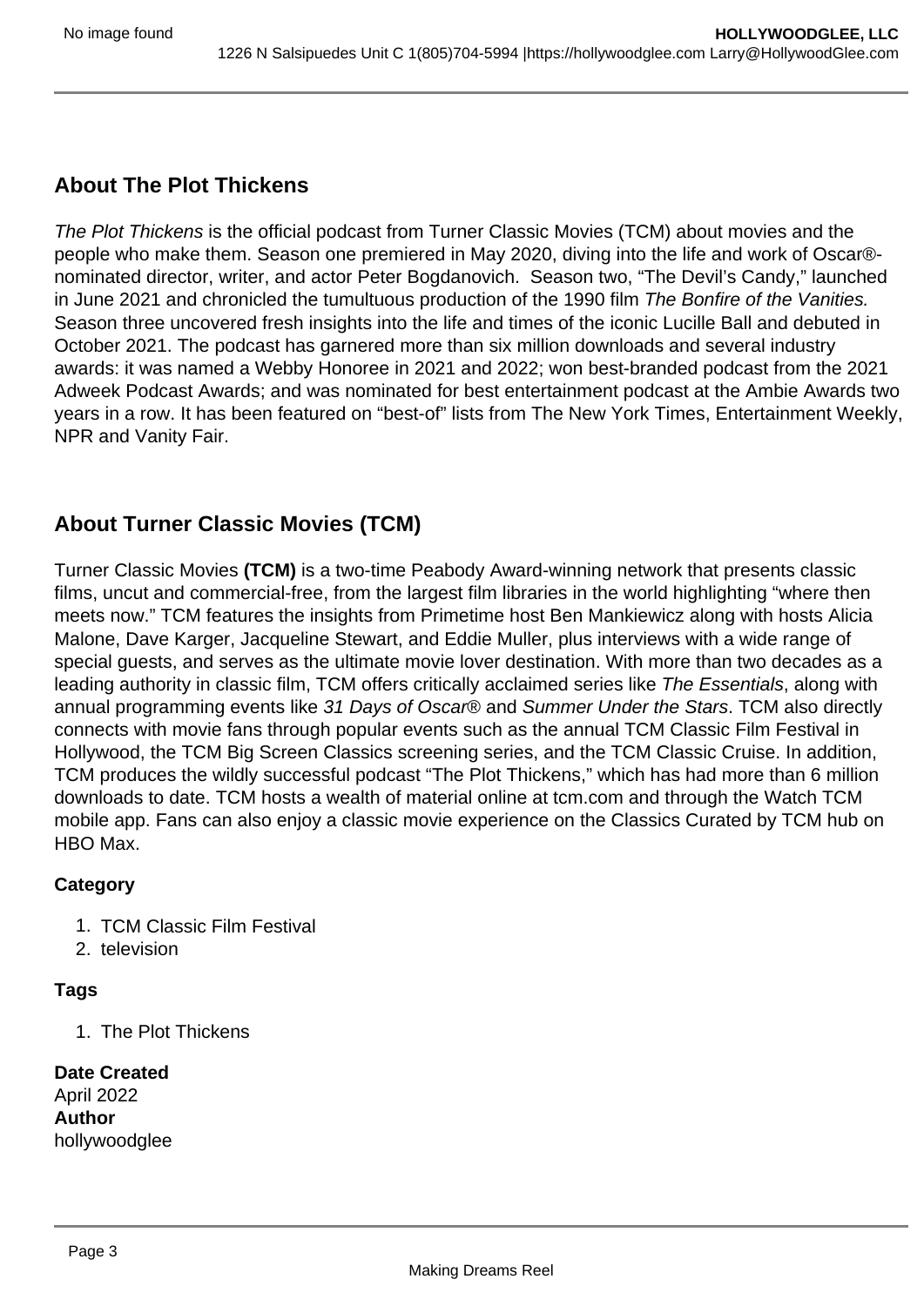## About The Plot Thickens

*The Plot Thickens* is the official podcast from Turner Classic Movies (TCM) about movies and the people who make them. Season one premiered in May 2020, diving into the life and work of Oscar®-nominated director, writer, and actor Peter Bogdanovich.  Season two, "The Devil's Candy," launched in June 2021 and chronicled the tumultuous production of the 1990 film *The Bonfire of the Vanities.* Season three uncovered fresh insights into the life and times of the iconic Lucille Ball and debuted in October 2021. The podcast has garnered more than six million downloads and several industry awards: it was named a Webby Honoree in 2021 and 2022; won best-branded podcast from the 2021 Adweek Podcast Awards; and was nominated for best entertainment podcast at the Ambie Awards two years in a row. It has been featured on "best-of" lists from The New York Times, Entertainment Weekly, NPR and Vanity Fair.

## About Turner Classic Movies (TCM)

Turner Classic Movies **(TCM)** is a two-time Peabody Award-winning network that presents classic films, uncut and commercial-free, from the largest film libraries in the world highlighting "where then meets now." TCM features the insights from Primetime host Ben Mankiewicz along with hosts Alicia Malone, Dave Karger, Jacqueline Stewart, and Eddie Muller, plus interviews with a wide range of special guests, and serves as the ultimate movie lover destination. With more than two decades as a leading authority in classic film, TCM offers critically acclaimed series like *The Essentials*, along with annual programming events like *31 Days of Oscar*® and *Summer Under the Stars*. TCM also directly connects with movie fans through popular events such as the annual TCM Classic Film Festival in Hollywood, the TCM Big Screen Classics screening series, and the TCM Classic Cruise. In addition, TCM produces the wildly successful podcast "The Plot Thickens," which has had more than 6 million downloads to date. TCM hosts a wealth of material online at tcm.com and through the Watch TCM mobile app. Fans can also enjoy a classic movie experience on the Classics Curated by TCM hub on HBO Max.

**Category**

1. TCM Classic Film Festival
2. television

**Tags**

1. The Plot Thickens

**Date Created**
April 2022
**Author**
hollywoodglee